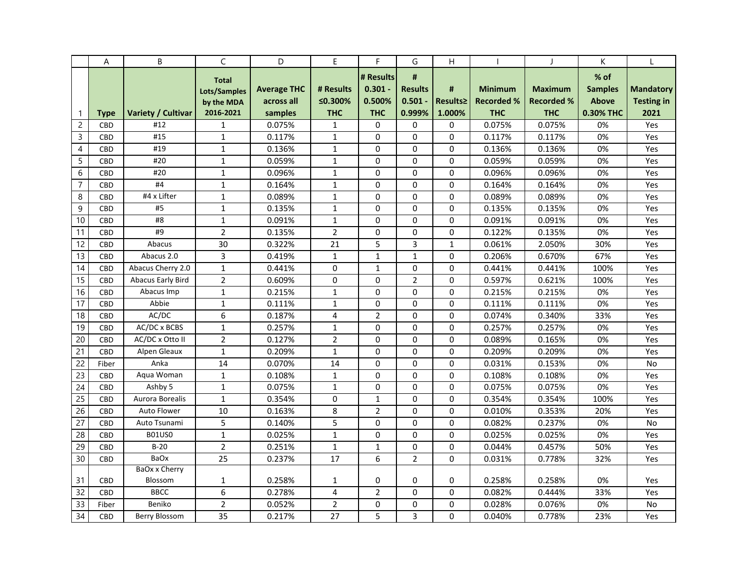| | A | B | C | D | E | F | G | H | I | J | K | L |
|---|---|---|---|---|---|---|---|---|---|---|---|---|
| 1 | Type | Variety / Cultivar | Total Lots/Samples by the MDA 2016-2021 | Average THC across all samples | # Results ≤0.300% THC | # Results 0.301 - 0.500% THC | # Results 0.501 - 0.999% | # Results≥ 1.000% | Minimum Recorded % THC | Maximum Recorded % THC | % of Samples Above 0.30% THC | Mandatory Testing in 2021 |
| 2 | CBD | #12 | 1 | 0.075% | 1 | 0 | 0 | 0 | 0.075% | 0.075% | 0% | Yes |
| 3 | CBD | #15 | 1 | 0.117% | 1 | 0 | 0 | 0 | 0.117% | 0.117% | 0% | Yes |
| 4 | CBD | #19 | 1 | 0.136% | 1 | 0 | 0 | 0 | 0.136% | 0.136% | 0% | Yes |
| 5 | CBD | #20 | 1 | 0.059% | 1 | 0 | 0 | 0 | 0.059% | 0.059% | 0% | Yes |
| 6 | CBD | #20 | 1 | 0.096% | 1 | 0 | 0 | 0 | 0.096% | 0.096% | 0% | Yes |
| 7 | CBD | #4 | 1 | 0.164% | 1 | 0 | 0 | 0 | 0.164% | 0.164% | 0% | Yes |
| 8 | CBD | #4 x Lifter | 1 | 0.089% | 1 | 0 | 0 | 0 | 0.089% | 0.089% | 0% | Yes |
| 9 | CBD | #5 | 1 | 0.135% | 1 | 0 | 0 | 0 | 0.135% | 0.135% | 0% | Yes |
| 10 | CBD | #8 | 1 | 0.091% | 1 | 0 | 0 | 0 | 0.091% | 0.091% | 0% | Yes |
| 11 | CBD | #9 | 2 | 0.135% | 2 | 0 | 0 | 0 | 0.122% | 0.135% | 0% | Yes |
| 12 | CBD | Abacus | 30 | 0.322% | 21 | 5 | 3 | 1 | 0.061% | 2.050% | 30% | Yes |
| 13 | CBD | Abacus 2.0 | 3 | 0.419% | 1 | 1 | 1 | 0 | 0.206% | 0.670% | 67% | Yes |
| 14 | CBD | Abacus Cherry 2.0 | 1 | 0.441% | 0 | 1 | 0 | 0 | 0.441% | 0.441% | 100% | Yes |
| 15 | CBD | Abacus Early Bird | 2 | 0.609% | 0 | 0 | 2 | 0 | 0.597% | 0.621% | 100% | Yes |
| 16 | CBD | Abacus Imp | 1 | 0.215% | 1 | 0 | 0 | 0 | 0.215% | 0.215% | 0% | Yes |
| 17 | CBD | Abbie | 1 | 0.111% | 1 | 0 | 0 | 0 | 0.111% | 0.111% | 0% | Yes |
| 18 | CBD | AC/DC | 6 | 0.187% | 4 | 2 | 0 | 0 | 0.074% | 0.340% | 33% | Yes |
| 19 | CBD | AC/DC x BCBS | 1 | 0.257% | 1 | 0 | 0 | 0 | 0.257% | 0.257% | 0% | Yes |
| 20 | CBD | AC/DC x Otto II | 2 | 0.127% | 2 | 0 | 0 | 0 | 0.089% | 0.165% | 0% | Yes |
| 21 | CBD | Alpen Gleaux | 1 | 0.209% | 1 | 0 | 0 | 0 | 0.209% | 0.209% | 0% | Yes |
| 22 | Fiber | Anka | 14 | 0.070% | 14 | 0 | 0 | 0 | 0.031% | 0.153% | 0% | No |
| 23 | CBD | Aqua Woman | 1 | 0.108% | 1 | 0 | 0 | 0 | 0.108% | 0.108% | 0% | Yes |
| 24 | CBD | Ashby 5 | 1 | 0.075% | 1 | 0 | 0 | 0 | 0.075% | 0.075% | 0% | Yes |
| 25 | CBD | Aurora Borealis | 1 | 0.354% | 0 | 1 | 0 | 0 | 0.354% | 0.354% | 100% | Yes |
| 26 | CBD | Auto Flower | 10 | 0.163% | 8 | 2 | 0 | 0 | 0.010% | 0.353% | 20% | Yes |
| 27 | CBD | Auto Tsunami | 5 | 0.140% | 5 | 0 | 0 | 0 | 0.082% | 0.237% | 0% | No |
| 28 | CBD | B01US0 | 1 | 0.025% | 1 | 0 | 0 | 0 | 0.025% | 0.025% | 0% | Yes |
| 29 | CBD | B-20 | 2 | 0.251% | 1 | 1 | 0 | 0 | 0.044% | 0.457% | 50% | Yes |
| 30 | CBD | BaOx | 25 | 0.237% | 17 | 6 | 2 | 0 | 0.031% | 0.778% | 32% | Yes |
| 31 | CBD | BaOx x Cherry Blossom | 1 | 0.258% | 1 | 0 | 0 | 0 | 0.258% | 0.258% | 0% | Yes |
| 32 | CBD | BBCC | 6 | 0.278% | 4 | 2 | 0 | 0 | 0.082% | 0.444% | 33% | Yes |
| 33 | Fiber | Beniko | 2 | 0.052% | 2 | 0 | 0 | 0 | 0.028% | 0.076% | 0% | No |
| 34 | CBD | Berry Blossom | 35 | 0.217% | 27 | 5 | 3 | 0 | 0.040% | 0.778% | 23% | Yes |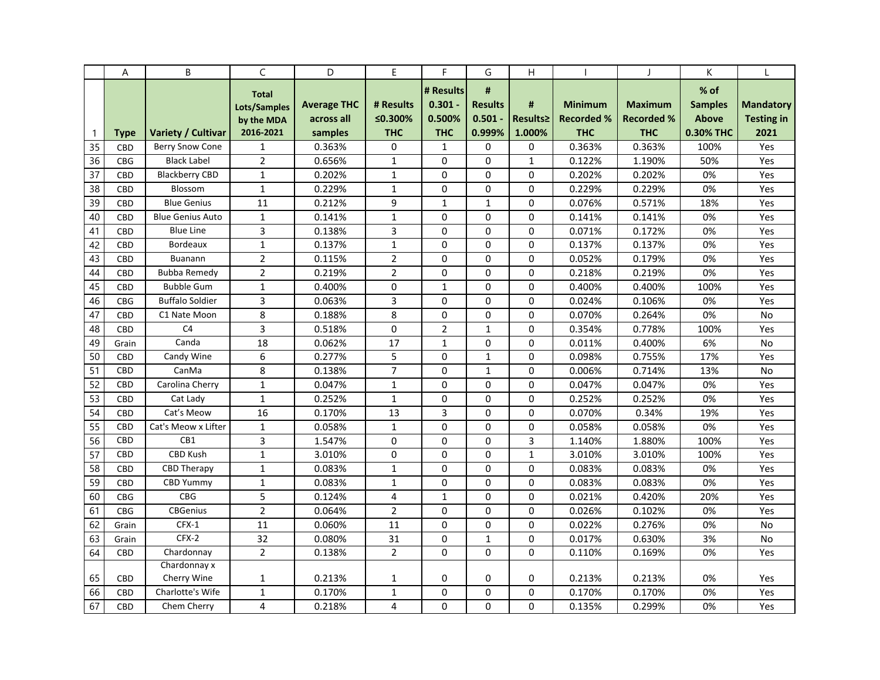| | A | B | C | D | E | F | G | H | I | J | K | L |
|---|---|---|---|---|---|---|---|---|---|---|---|---|
| 1 | Type | Variety / Cultivar | Total Lots/Samples by the MDA 2016-2021 | Average THC across all samples | # Results ≤0.300% THC | # Results 0.301 - 0.500% THC | # Results 0.501 - 0.999% | # Results≥ 1.000% | Minimum Recorded % THC | Maximum Recorded % THC | % of Samples Above 0.30% THC | Mandatory Testing in 2021 |
| 35 | CBD | Berry Snow Cone | 1 | 0.363% | 0 | 1 | 0 | 0 | 0.363% | 0.363% | 100% | Yes |
| 36 | CBG | Black Label | 2 | 0.656% | 1 | 0 | 0 | 1 | 0.122% | 1.190% | 50% | Yes |
| 37 | CBD | Blackberry CBD | 1 | 0.202% | 1 | 0 | 0 | 0 | 0.202% | 0.202% | 0% | Yes |
| 38 | CBD | Blossom | 1 | 0.229% | 1 | 0 | 0 | 0 | 0.229% | 0.229% | 0% | Yes |
| 39 | CBD | Blue Genius | 11 | 0.212% | 9 | 1 | 1 | 0 | 0.076% | 0.571% | 18% | Yes |
| 40 | CBD | Blue Genius Auto | 1 | 0.141% | 1 | 0 | 0 | 0 | 0.141% | 0.141% | 0% | Yes |
| 41 | CBD | Blue Line | 3 | 0.138% | 3 | 0 | 0 | 0 | 0.071% | 0.172% | 0% | Yes |
| 42 | CBD | Bordeaux | 1 | 0.137% | 1 | 0 | 0 | 0 | 0.137% | 0.137% | 0% | Yes |
| 43 | CBD | Buanann | 2 | 0.115% | 2 | 0 | 0 | 0 | 0.052% | 0.179% | 0% | Yes |
| 44 | CBD | Bubba Remedy | 2 | 0.219% | 2 | 0 | 0 | 0 | 0.218% | 0.219% | 0% | Yes |
| 45 | CBD | Bubble Gum | 1 | 0.400% | 0 | 1 | 0 | 0 | 0.400% | 0.400% | 100% | Yes |
| 46 | CBG | Buffalo Soldier | 3 | 0.063% | 3 | 0 | 0 | 0 | 0.024% | 0.106% | 0% | Yes |
| 47 | CBD | C1 Nate Moon | 8 | 0.188% | 8 | 0 | 0 | 0 | 0.070% | 0.264% | 0% | No |
| 48 | CBD | C4 | 3 | 0.518% | 0 | 2 | 1 | 0 | 0.354% | 0.778% | 100% | Yes |
| 49 | Grain | Canda | 18 | 0.062% | 17 | 1 | 0 | 0 | 0.011% | 0.400% | 6% | No |
| 50 | CBD | Candy Wine | 6 | 0.277% | 5 | 0 | 1 | 0 | 0.098% | 0.755% | 17% | Yes |
| 51 | CBD | CanMa | 8 | 0.138% | 7 | 0 | 1 | 0 | 0.006% | 0.714% | 13% | No |
| 52 | CBD | Carolina Cherry | 1 | 0.047% | 1 | 0 | 0 | 0 | 0.047% | 0.047% | 0% | Yes |
| 53 | CBD | Cat Lady | 1 | 0.252% | 1 | 0 | 0 | 0 | 0.252% | 0.252% | 0% | Yes |
| 54 | CBD | Cat's Meow | 16 | 0.170% | 13 | 3 | 0 | 0 | 0.070% | 0.34% | 19% | Yes |
| 55 | CBD | Cat's Meow x Lifter | 1 | 0.058% | 1 | 0 | 0 | 0 | 0.058% | 0.058% | 0% | Yes |
| 56 | CBD | CB1 | 3 | 1.547% | 0 | 0 | 0 | 3 | 1.140% | 1.880% | 100% | Yes |
| 57 | CBD | CBD Kush | 1 | 3.010% | 0 | 0 | 0 | 1 | 3.010% | 3.010% | 100% | Yes |
| 58 | CBD | CBD Therapy | 1 | 0.083% | 1 | 0 | 0 | 0 | 0.083% | 0.083% | 0% | Yes |
| 59 | CBD | CBD Yummy | 1 | 0.083% | 1 | 0 | 0 | 0 | 0.083% | 0.083% | 0% | Yes |
| 60 | CBG | CBG | 5 | 0.124% | 4 | 1 | 0 | 0 | 0.021% | 0.420% | 20% | Yes |
| 61 | CBG | CBGenius | 2 | 0.064% | 2 | 0 | 0 | 0 | 0.026% | 0.102% | 0% | Yes |
| 62 | Grain | CFX-1 | 11 | 0.060% | 11 | 0 | 0 | 0 | 0.022% | 0.276% | 0% | No |
| 63 | Grain | CFX-2 | 32 | 0.080% | 31 | 0 | 1 | 0 | 0.017% | 0.630% | 3% | No |
| 64 | CBD | Chardonnay | 2 | 0.138% | 2 | 0 | 0 | 0 | 0.110% | 0.169% | 0% | Yes |
| 65 | CBD | Chardonnay x Cherry Wine | 1 | 0.213% | 1 | 0 | 0 | 0 | 0.213% | 0.213% | 0% | Yes |
| 66 | CBD | Charlotte's Wife | 1 | 0.170% | 1 | 0 | 0 | 0 | 0.170% | 0.170% | 0% | Yes |
| 67 | CBD | Chem Cherry | 4 | 0.218% | 4 | 0 | 0 | 0 | 0.135% | 0.299% | 0% | Yes |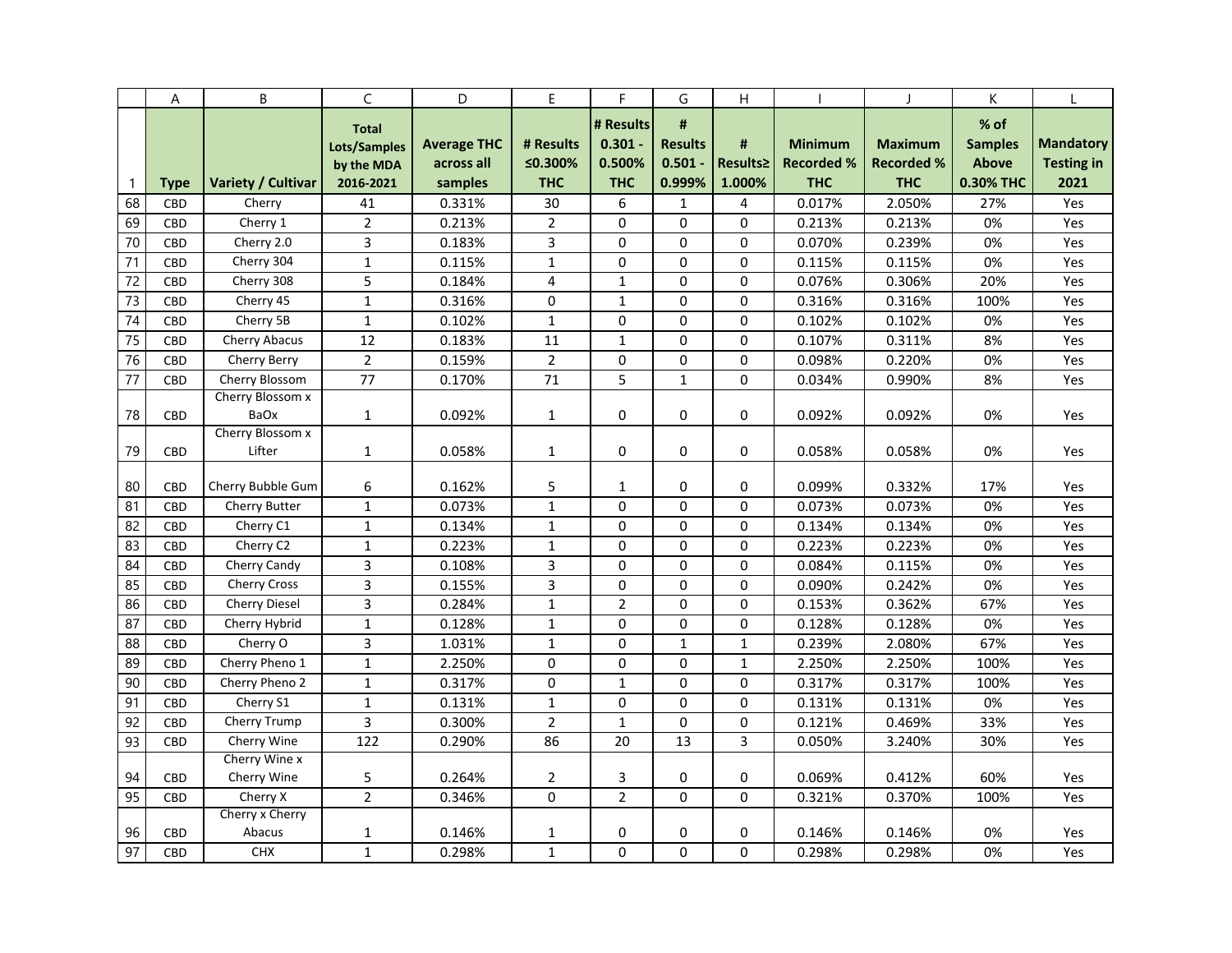| | A | B | C | D | E | F | G | H | I | J | K | L |
|---|---|---|---|---|---|---|---|---|---|---|---|---|
| 1 | Type | Variety / Cultivar | Total Lots/Samples by the MDA 2016-2021 | Average THC across all samples | # Results ≤0.300% THC | # Results 0.301 - 0.500% THC | # Results 0.501 - 0.999% | # Results≥ 1.000% | Minimum Recorded % THC | Maximum Recorded % THC | % of Samples Above 0.30% THC | Mandatory Testing in 2021 |
| 68 | CBD | Cherry | 41 | 0.331% | 30 | 6 | 1 | 4 | 0.017% | 2.050% | 27% | Yes |
| 69 | CBD | Cherry 1 | 2 | 0.213% | 2 | 0 | 0 | 0 | 0.213% | 0.213% | 0% | Yes |
| 70 | CBD | Cherry 2.0 | 3 | 0.183% | 3 | 0 | 0 | 0 | 0.070% | 0.239% | 0% | Yes |
| 71 | CBD | Cherry 304 | 1 | 0.115% | 1 | 0 | 0 | 0 | 0.115% | 0.115% | 0% | Yes |
| 72 | CBD | Cherry 308 | 5 | 0.184% | 4 | 1 | 0 | 0 | 0.076% | 0.306% | 20% | Yes |
| 73 | CBD | Cherry 45 | 1 | 0.316% | 0 | 1 | 0 | 0 | 0.316% | 0.316% | 100% | Yes |
| 74 | CBD | Cherry 5B | 1 | 0.102% | 1 | 0 | 0 | 0 | 0.102% | 0.102% | 0% | Yes |
| 75 | CBD | Cherry Abacus | 12 | 0.183% | 11 | 1 | 0 | 0 | 0.107% | 0.311% | 8% | Yes |
| 76 | CBD | Cherry Berry | 2 | 0.159% | 2 | 0 | 0 | 0 | 0.098% | 0.220% | 0% | Yes |
| 77 | CBD | Cherry Blossom | 77 | 0.170% | 71 | 5 | 1 | 0 | 0.034% | 0.990% | 8% | Yes |
| 78 | CBD | Cherry Blossom x BaOx | 1 | 0.092% | 1 | 0 | 0 | 0 | 0.092% | 0.092% | 0% | Yes |
| 79 | CBD | Cherry Blossom x Lifter | 1 | 0.058% | 1 | 0 | 0 | 0 | 0.058% | 0.058% | 0% | Yes |
| 80 | CBD | Cherry Bubble Gum | 6 | 0.162% | 5 | 1 | 0 | 0 | 0.099% | 0.332% | 17% | Yes |
| 81 | CBD | Cherry Butter | 1 | 0.073% | 1 | 0 | 0 | 0 | 0.073% | 0.073% | 0% | Yes |
| 82 | CBD | Cherry C1 | 1 | 0.134% | 1 | 0 | 0 | 0 | 0.134% | 0.134% | 0% | Yes |
| 83 | CBD | Cherry C2 | 1 | 0.223% | 1 | 0 | 0 | 0 | 0.223% | 0.223% | 0% | Yes |
| 84 | CBD | Cherry Candy | 3 | 0.108% | 3 | 0 | 0 | 0 | 0.084% | 0.115% | 0% | Yes |
| 85 | CBD | Cherry Cross | 3 | 0.155% | 3 | 0 | 0 | 0 | 0.090% | 0.242% | 0% | Yes |
| 86 | CBD | Cherry Diesel | 3 | 0.284% | 1 | 2 | 0 | 0 | 0.153% | 0.362% | 67% | Yes |
| 87 | CBD | Cherry Hybrid | 1 | 0.128% | 1 | 0 | 0 | 0 | 0.128% | 0.128% | 0% | Yes |
| 88 | CBD | Cherry O | 3 | 1.031% | 1 | 0 | 1 | 1 | 0.239% | 2.080% | 67% | Yes |
| 89 | CBD | Cherry Pheno 1 | 1 | 2.250% | 0 | 0 | 0 | 1 | 2.250% | 2.250% | 100% | Yes |
| 90 | CBD | Cherry Pheno 2 | 1 | 0.317% | 0 | 1 | 0 | 0 | 0.317% | 0.317% | 100% | Yes |
| 91 | CBD | Cherry S1 | 1 | 0.131% | 1 | 0 | 0 | 0 | 0.131% | 0.131% | 0% | Yes |
| 92 | CBD | Cherry Trump | 3 | 0.300% | 2 | 1 | 0 | 0 | 0.121% | 0.469% | 33% | Yes |
| 93 | CBD | Cherry Wine | 122 | 0.290% | 86 | 20 | 13 | 3 | 0.050% | 3.240% | 30% | Yes |
| 94 | CBD | Cherry Wine x Cherry Wine | 5 | 0.264% | 2 | 3 | 0 | 0 | 0.069% | 0.412% | 60% | Yes |
| 95 | CBD | Cherry X | 2 | 0.346% | 0 | 2 | 0 | 0 | 0.321% | 0.370% | 100% | Yes |
| 96 | CBD | Cherry x Cherry Abacus | 1 | 0.146% | 1 | 0 | 0 | 0 | 0.146% | 0.146% | 0% | Yes |
| 97 | CBD | CHX | 1 | 0.298% | 1 | 0 | 0 | 0 | 0.298% | 0.298% | 0% | Yes |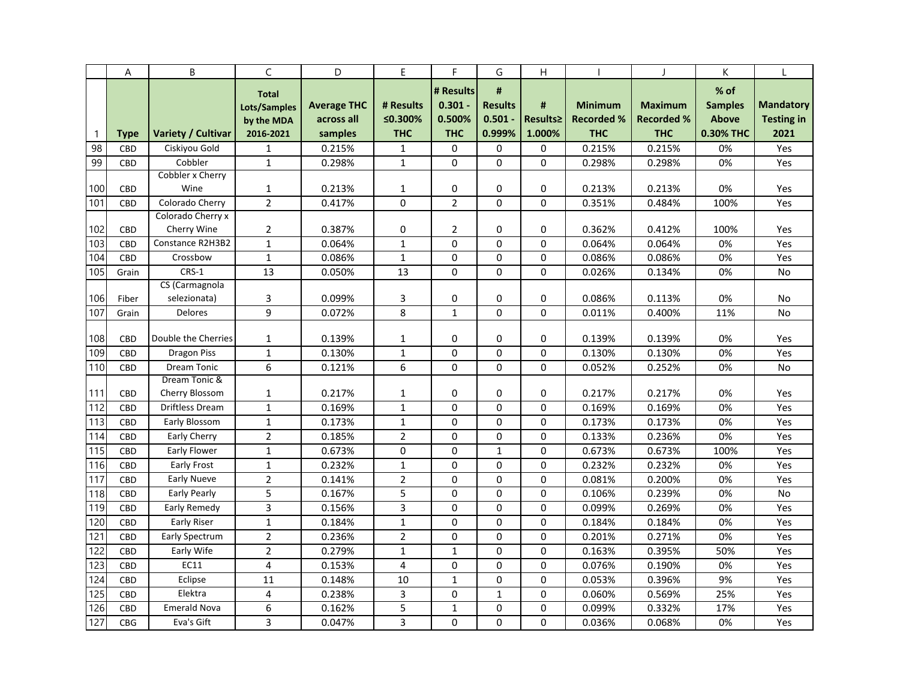| | A | B | C | D | E | F | G | H | I | J | K | L |
|---|---|---|---|---|---|---|---|---|---|---|---|---|
| 1 | Type | Variety / Cultivar | Total Lots/Samples by the MDA 2016-2021 | Average THC across all samples | # Results ≤0.300% THC | # Results 0.301 - 0.500% THC | # Results 0.501 - 0.999% | # Results≥ 1.000% | Minimum Recorded % THC | Maximum Recorded % THC | % of Samples Above 0.30% THC | Mandatory Testing in 2021 |
| 98 | CBD | Ciskiyou Gold | 1 | 0.215% | 1 | 0 | 0 | 0 | 0.215% | 0.215% | 0% | Yes |
| 99 | CBD | Cobbler | 1 | 0.298% | 1 | 0 | 0 | 0 | 0.298% | 0.298% | 0% | Yes |
| 100 | CBD | Cobbler x Cherry Wine | 1 | 0.213% | 1 | 0 | 0 | 0 | 0.213% | 0.213% | 0% | Yes |
| 101 | CBD | Colorado Cherry | 2 | 0.417% | 0 | 2 | 0 | 0 | 0.351% | 0.484% | 100% | Yes |
| 102 | CBD | Colorado Cherry x Cherry Wine | 2 | 0.387% | 0 | 2 | 0 | 0 | 0.362% | 0.412% | 100% | Yes |
| 103 | CBD | Constance R2H3B2 | 1 | 0.064% | 1 | 0 | 0 | 0 | 0.064% | 0.064% | 0% | Yes |
| 104 | CBD | Crossbow | 1 | 0.086% | 1 | 0 | 0 | 0 | 0.086% | 0.086% | 0% | Yes |
| 105 | Grain | CRS-1 | 13 | 0.050% | 13 | 0 | 0 | 0 | 0.026% | 0.134% | 0% | No |
| 106 | Fiber | CS (Carmagnola selezionata) | 3 | 0.099% | 3 | 0 | 0 | 0 | 0.086% | 0.113% | 0% | No |
| 107 | Grain | Delores | 9 | 0.072% | 8 | 1 | 0 | 0 | 0.011% | 0.400% | 11% | No |
| 108 | CBD | Double the Cherries | 1 | 0.139% | 1 | 0 | 0 | 0 | 0.139% | 0.139% | 0% | Yes |
| 109 | CBD | Dragon Piss | 1 | 0.130% | 1 | 0 | 0 | 0 | 0.130% | 0.130% | 0% | Yes |
| 110 | CBD | Dream Tonic | 6 | 0.121% | 6 | 0 | 0 | 0 | 0.052% | 0.252% | 0% | No |
| 111 | CBD | Dream Tonic & Cherry Blossom | 1 | 0.217% | 1 | 0 | 0 | 0 | 0.217% | 0.217% | 0% | Yes |
| 112 | CBD | Driftless Dream | 1 | 0.169% | 1 | 0 | 0 | 0 | 0.169% | 0.169% | 0% | Yes |
| 113 | CBD | Early Blossom | 1 | 0.173% | 1 | 0 | 0 | 0 | 0.173% | 0.173% | 0% | Yes |
| 114 | CBD | Early Cherry | 2 | 0.185% | 2 | 0 | 0 | 0 | 0.133% | 0.236% | 0% | Yes |
| 115 | CBD | Early Flower | 1 | 0.673% | 0 | 0 | 1 | 0 | 0.673% | 0.673% | 100% | Yes |
| 116 | CBD | Early Frost | 1 | 0.232% | 1 | 0 | 0 | 0 | 0.232% | 0.232% | 0% | Yes |
| 117 | CBD | Early Nueve | 2 | 0.141% | 2 | 0 | 0 | 0 | 0.081% | 0.200% | 0% | Yes |
| 118 | CBD | Early Pearly | 5 | 0.167% | 5 | 0 | 0 | 0 | 0.106% | 0.239% | 0% | No |
| 119 | CBD | Early Remedy | 3 | 0.156% | 3 | 0 | 0 | 0 | 0.099% | 0.269% | 0% | Yes |
| 120 | CBD | Early Riser | 1 | 0.184% | 1 | 0 | 0 | 0 | 0.184% | 0.184% | 0% | Yes |
| 121 | CBD | Early Spectrum | 2 | 0.236% | 2 | 0 | 0 | 0 | 0.201% | 0.271% | 0% | Yes |
| 122 | CBD | Early Wife | 2 | 0.279% | 1 | 1 | 0 | 0 | 0.163% | 0.395% | 50% | Yes |
| 123 | CBD | EC11 | 4 | 0.153% | 4 | 0 | 0 | 0 | 0.076% | 0.190% | 0% | Yes |
| 124 | CBD | Eclipse | 11 | 0.148% | 10 | 1 | 0 | 0 | 0.053% | 0.396% | 9% | Yes |
| 125 | CBD | Elektra | 4 | 0.238% | 3 | 0 | 1 | 0 | 0.060% | 0.569% | 25% | Yes |
| 126 | CBD | Emerald Nova | 6 | 0.162% | 5 | 1 | 0 | 0 | 0.099% | 0.332% | 17% | Yes |
| 127 | CBG | Eva's Gift | 3 | 0.047% | 3 | 0 | 0 | 0 | 0.036% | 0.068% | 0% | Yes |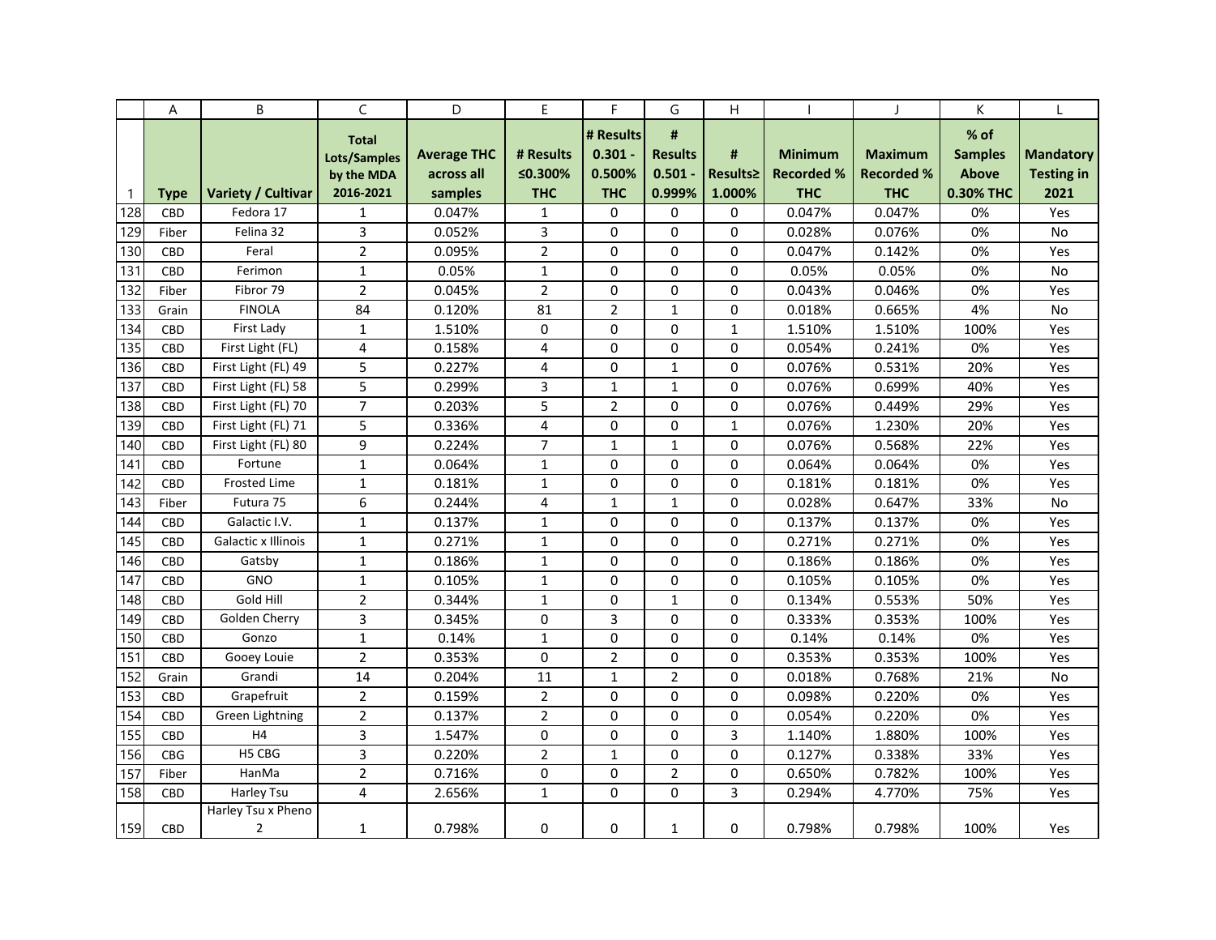| | A | B | C | D | E | F | G | H | I | J | K | L |
|---|---|---|---|---|---|---|---|---|---|---|---|---|
| 1 | **Type** | **Variety / Cultivar** | **Total Lots/Samples by the MDA 2016-2021** | **Average THC across all samples** | **# Results ≤0.300% THC** | **# Results 0.301 - 0.500% THC** | **# Results 0.501 - 0.999%** | **# Results≥ 1.000%** | **Minimum Recorded % THC** | **Maximum Recorded % THC** | **% of Samples Above 0.30% THC** | **Mandatory Testing in 2021** |
| 128 | CBD | Fedora 17 | 1 | 0.047% | 1 | 0 | 0 | 0 | 0.047% | 0.047% | 0% | Yes |
| 129 | Fiber | Felina 32 | 3 | 0.052% | 3 | 0 | 0 | 0 | 0.028% | 0.076% | 0% | No |
| 130 | CBD | Feral | 2 | 0.095% | 2 | 0 | 0 | 0 | 0.047% | 0.142% | 0% | Yes |
| 131 | CBD | Ferimon | 1 | 0.05% | 1 | 0 | 0 | 0 | 0.05% | 0.05% | 0% | No |
| 132 | Fiber | Fibror 79 | 2 | 0.045% | 2 | 0 | 0 | 0 | 0.043% | 0.046% | 0% | Yes |
| 133 | Grain | FINOLA | 84 | 0.120% | 81 | 2 | 1 | 0 | 0.018% | 0.665% | 4% | No |
| 134 | CBD | First Lady | 1 | 1.510% | 0 | 0 | 0 | 1 | 1.510% | 1.510% | 100% | Yes |
| 135 | CBD | First Light (FL) | 4 | 0.158% | 4 | 0 | 0 | 0 | 0.054% | 0.241% | 0% | Yes |
| 136 | CBD | First Light (FL) 49 | 5 | 0.227% | 4 | 0 | 1 | 0 | 0.076% | 0.531% | 20% | Yes |
| 137 | CBD | First Light (FL) 58 | 5 | 0.299% | 3 | 1 | 1 | 0 | 0.076% | 0.699% | 40% | Yes |
| 138 | CBD | First Light (FL) 70 | 7 | 0.203% | 5 | 2 | 0 | 0 | 0.076% | 0.449% | 29% | Yes |
| 139 | CBD | First Light (FL) 71 | 5 | 0.336% | 4 | 0 | 0 | 1 | 0.076% | 1.230% | 20% | Yes |
| 140 | CBD | First Light (FL) 80 | 9 | 0.224% | 7 | 1 | 1 | 0 | 0.076% | 0.568% | 22% | Yes |
| 141 | CBD | Fortune | 1 | 0.064% | 1 | 0 | 0 | 0 | 0.064% | 0.064% | 0% | Yes |
| 142 | CBD | Frosted Lime | 1 | 0.181% | 1 | 0 | 0 | 0 | 0.181% | 0.181% | 0% | Yes |
| 143 | Fiber | Futura 75 | 6 | 0.244% | 4 | 1 | 1 | 0 | 0.028% | 0.647% | 33% | No |
| 144 | CBD | Galactic I.V. | 1 | 0.137% | 1 | 0 | 0 | 0 | 0.137% | 0.137% | 0% | Yes |
| 145 | CBD | Galactic x Illinois | 1 | 0.271% | 1 | 0 | 0 | 0 | 0.271% | 0.271% | 0% | Yes |
| 146 | CBD | Gatsby | 1 | 0.186% | 1 | 0 | 0 | 0 | 0.186% | 0.186% | 0% | Yes |
| 147 | CBD | GNO | 1 | 0.105% | 1 | 0 | 0 | 0 | 0.105% | 0.105% | 0% | Yes |
| 148 | CBD | Gold Hill | 2 | 0.344% | 1 | 0 | 1 | 0 | 0.134% | 0.553% | 50% | Yes |
| 149 | CBD | Golden Cherry | 3 | 0.345% | 0 | 3 | 0 | 0 | 0.333% | 0.353% | 100% | Yes |
| 150 | CBD | Gonzo | 1 | 0.14% | 1 | 0 | 0 | 0 | 0.14% | 0.14% | 0% | Yes |
| 151 | CBD | Gooey Louie | 2 | 0.353% | 0 | 2 | 0 | 0 | 0.353% | 0.353% | 100% | Yes |
| 152 | Grain | Grandi | 14 | 0.204% | 11 | 1 | 2 | 0 | 0.018% | 0.768% | 21% | No |
| 153 | CBD | Grapefruit | 2 | 0.159% | 2 | 0 | 0 | 0 | 0.098% | 0.220% | 0% | Yes |
| 154 | CBD | Green Lightning | 2 | 0.137% | 2 | 0 | 0 | 0 | 0.054% | 0.220% | 0% | Yes |
| 155 | CBD | H4 | 3 | 1.547% | 0 | 0 | 0 | 3 | 1.140% | 1.880% | 100% | Yes |
| 156 | CBG | H5 CBG | 3 | 0.220% | 2 | 1 | 0 | 0 | 0.127% | 0.338% | 33% | Yes |
| 157 | Fiber | HanMa | 2 | 0.716% | 0 | 0 | 2 | 0 | 0.650% | 0.782% | 100% | Yes |
| 158 | CBD | Harley Tsu | 4 | 2.656% | 1 | 0 | 0 | 3 | 0.294% | 4.770% | 75% | Yes |
| 159 | CBD | Harley Tsu x Pheno 2 | 1 | 0.798% | 0 | 0 | 1 | 0 | 0.798% | 0.798% | 100% | Yes |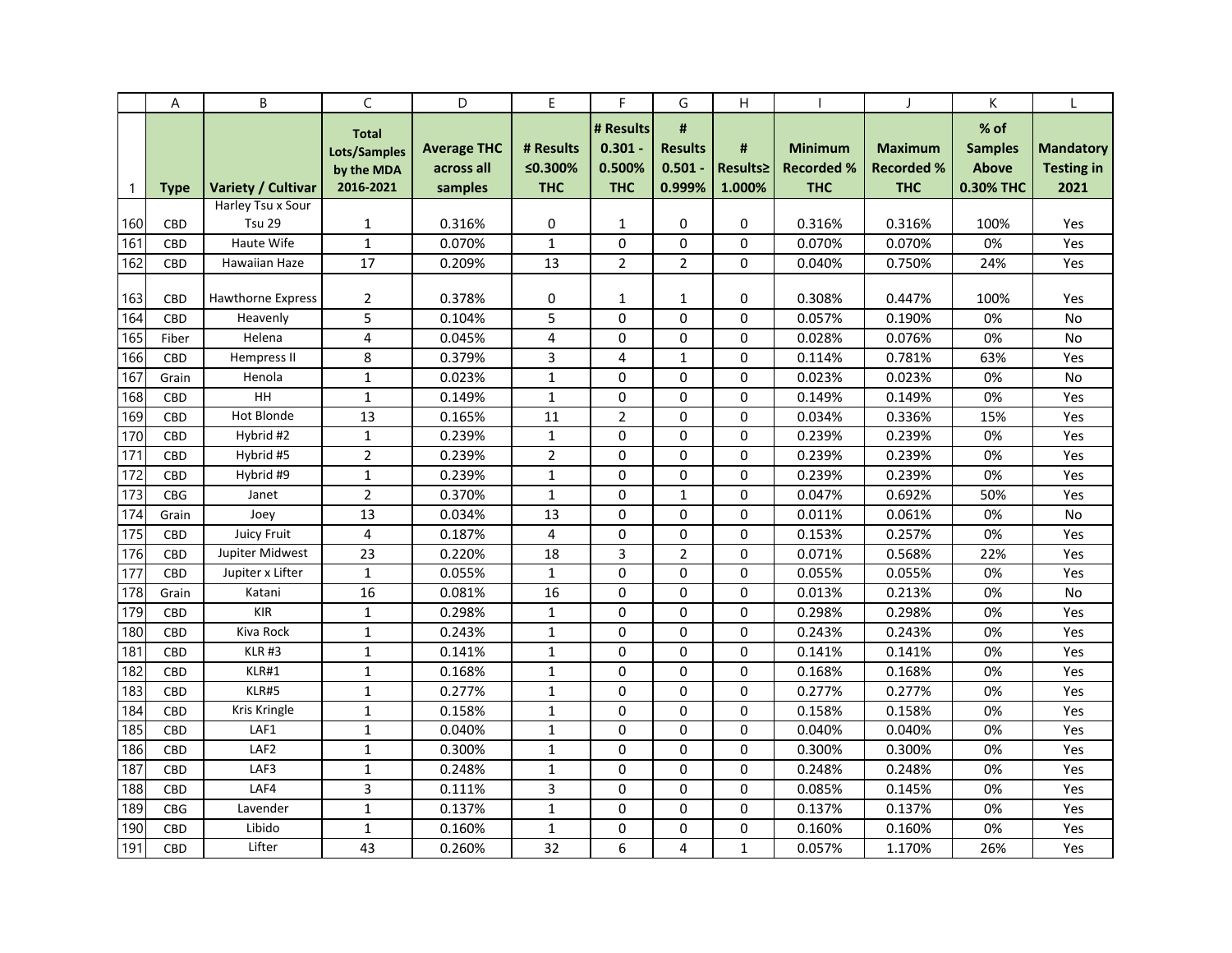| | A | B | C | D | E | F | G | H | I | J | K | L |
|---|---|---|---|---|---|---|---|---|---|---|---|---|
| 1 | **Type** | **Variety / Cultivar** | **Total Lots/Samples by the MDA 2016-2021** | **Average THC across all samples** | **# Results ≤0.300% THC** | **# Results 0.301 - 0.500% THC** | **# Results 0.501 - 0.999%** | **# Results≥ 1.000%** | **Minimum Recorded % THC** | **Maximum Recorded % THC** | **% of Samples Above 0.30% THC** | **Mandatory Testing in 2021** |
| 160 | CBD | Harley Tsu x Sour Tsu 29 | 1 | 0.316% | 0 | 1 | 0 | 0 | 0.316% | 0.316% | 100% | Yes |
| 161 | CBD | Haute Wife | 1 | 0.070% | 1 | 0 | 0 | 0 | 0.070% | 0.070% | 0% | Yes |
| 162 | CBD | Hawaiian Haze | 17 | 0.209% | 13 | 2 | 2 | 0 | 0.040% | 0.750% | 24% | Yes |
| 163 | CBD | Hawthorne Express | 2 | 0.378% | 0 | 1 | 1 | 0 | 0.308% | 0.447% | 100% | Yes |
| 164 | CBD | Heavenly | 5 | 0.104% | 5 | 0 | 0 | 0 | 0.057% | 0.190% | 0% | No |
| 165 | Fiber | Helena | 4 | 0.045% | 4 | 0 | 0 | 0 | 0.028% | 0.076% | 0% | No |
| 166 | CBD | Hempress II | 8 | 0.379% | 3 | 4 | 1 | 0 | 0.114% | 0.781% | 63% | Yes |
| 167 | Grain | Henola | 1 | 0.023% | 1 | 0 | 0 | 0 | 0.023% | 0.023% | 0% | No |
| 168 | CBD | HH | 1 | 0.149% | 1 | 0 | 0 | 0 | 0.149% | 0.149% | 0% | Yes |
| 169 | CBD | Hot Blonde | 13 | 0.165% | 11 | 2 | 0 | 0 | 0.034% | 0.336% | 15% | Yes |
| 170 | CBD | Hybrid #2 | 1 | 0.239% | 1 | 0 | 0 | 0 | 0.239% | 0.239% | 0% | Yes |
| 171 | CBD | Hybrid #5 | 2 | 0.239% | 2 | 0 | 0 | 0 | 0.239% | 0.239% | 0% | Yes |
| 172 | CBD | Hybrid #9 | 1 | 0.239% | 1 | 0 | 0 | 0 | 0.239% | 0.239% | 0% | Yes |
| 173 | CBG | Janet | 2 | 0.370% | 1 | 0 | 1 | 0 | 0.047% | 0.692% | 50% | Yes |
| 174 | Grain | Joey | 13 | 0.034% | 13 | 0 | 0 | 0 | 0.011% | 0.061% | 0% | No |
| 175 | CBD | Juicy Fruit | 4 | 0.187% | 4 | 0 | 0 | 0 | 0.153% | 0.257% | 0% | Yes |
| 176 | CBD | Jupiter Midwest | 23 | 0.220% | 18 | 3 | 2 | 0 | 0.071% | 0.568% | 22% | Yes |
| 177 | CBD | Jupiter x Lifter | 1 | 0.055% | 1 | 0 | 0 | 0 | 0.055% | 0.055% | 0% | Yes |
| 178 | Grain | Katani | 16 | 0.081% | 16 | 0 | 0 | 0 | 0.013% | 0.213% | 0% | No |
| 179 | CBD | KIR | 1 | 0.298% | 1 | 0 | 0 | 0 | 0.298% | 0.298% | 0% | Yes |
| 180 | CBD | Kiva Rock | 1 | 0.243% | 1 | 0 | 0 | 0 | 0.243% | 0.243% | 0% | Yes |
| 181 | CBD | KLR #3 | 1 | 0.141% | 1 | 0 | 0 | 0 | 0.141% | 0.141% | 0% | Yes |
| 182 | CBD | KLR#1 | 1 | 0.168% | 1 | 0 | 0 | 0 | 0.168% | 0.168% | 0% | Yes |
| 183 | CBD | KLR#5 | 1 | 0.277% | 1 | 0 | 0 | 0 | 0.277% | 0.277% | 0% | Yes |
| 184 | CBD | Kris Kringle | 1 | 0.158% | 1 | 0 | 0 | 0 | 0.158% | 0.158% | 0% | Yes |
| 185 | CBD | LAF1 | 1 | 0.040% | 1 | 0 | 0 | 0 | 0.040% | 0.040% | 0% | Yes |
| 186 | CBD | LAF2 | 1 | 0.300% | 1 | 0 | 0 | 0 | 0.300% | 0.300% | 0% | Yes |
| 187 | CBD | LAF3 | 1 | 0.248% | 1 | 0 | 0 | 0 | 0.248% | 0.248% | 0% | Yes |
| 188 | CBD | LAF4 | 3 | 0.111% | 3 | 0 | 0 | 0 | 0.085% | 0.145% | 0% | Yes |
| 189 | CBG | Lavender | 1 | 0.137% | 1 | 0 | 0 | 0 | 0.137% | 0.137% | 0% | Yes |
| 190 | CBD | Libido | 1 | 0.160% | 1 | 0 | 0 | 0 | 0.160% | 0.160% | 0% | Yes |
| 191 | CBD | Lifter | 43 | 0.260% | 32 | 6 | 4 | 1 | 0.057% | 1.170% | 26% | Yes |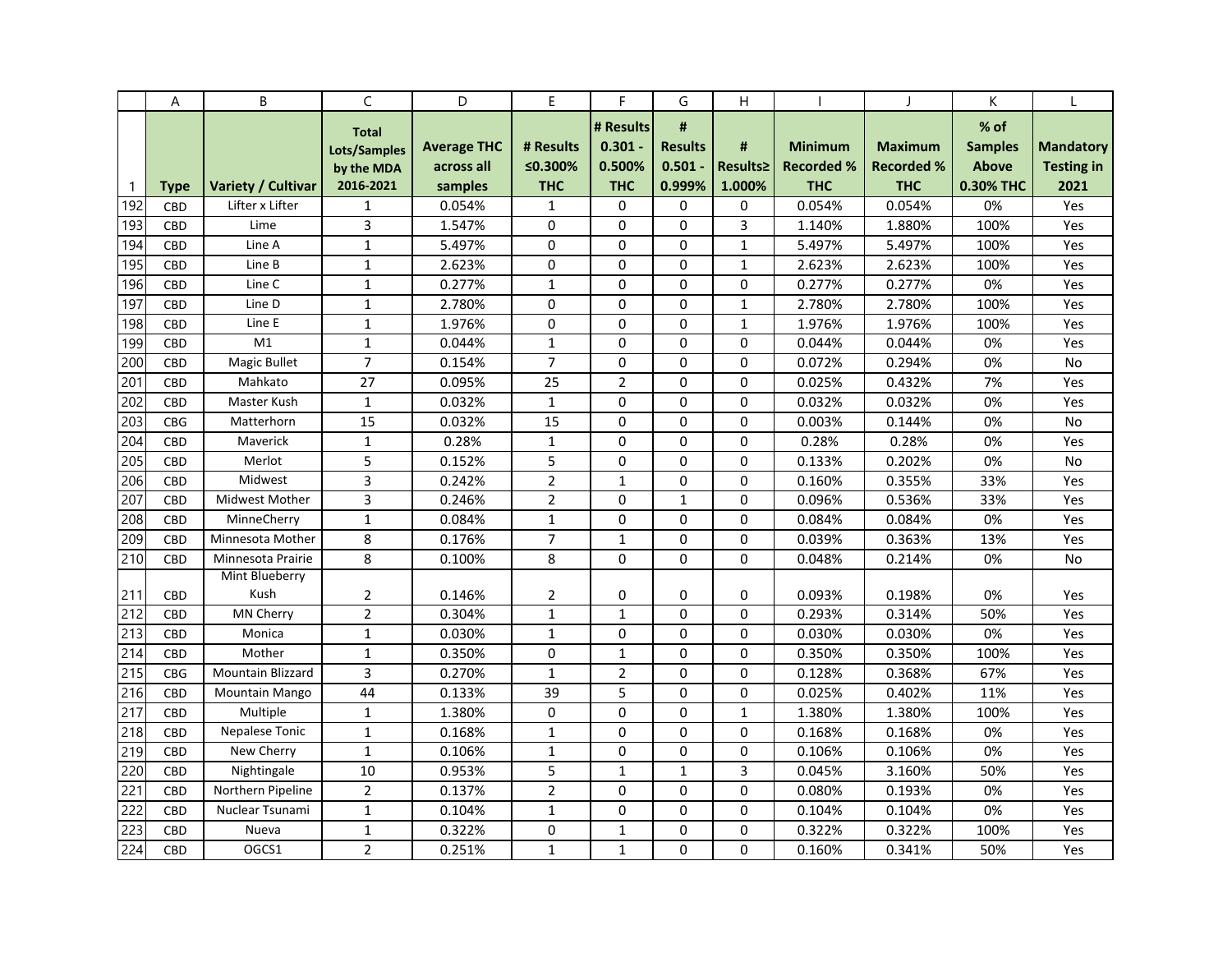| | A | B | C | D | E | F | G | H | I | J | K | L |
|---|---|---|---|---|---|---|---|---|---|---|---|---|
| 1 | Type | Variety / Cultivar | Total Lots/Samples by the MDA 2016-2021 | Average THC across all samples | # Results ≤0.300% THC | # Results 0.301 - 0.500% THC | # Results 0.501 - 0.999% | # Results≥ 1.000% | Minimum Recorded % THC | Maximum Recorded % THC | % of Samples Above 0.30% THC | Mandatory Testing in 2021 |
| 192 | CBD | Lifter x Lifter | 1 | 0.054% | 1 | 0 | 0 | 0 | 0.054% | 0.054% | 0% | Yes |
| 193 | CBD | Lime | 3 | 1.547% | 0 | 0 | 0 | 3 | 1.140% | 1.880% | 100% | Yes |
| 194 | CBD | Line A | 1 | 5.497% | 0 | 0 | 0 | 1 | 5.497% | 5.497% | 100% | Yes |
| 195 | CBD | Line B | 1 | 2.623% | 0 | 0 | 0 | 1 | 2.623% | 2.623% | 100% | Yes |
| 196 | CBD | Line C | 1 | 0.277% | 1 | 0 | 0 | 0 | 0.277% | 0.277% | 0% | Yes |
| 197 | CBD | Line D | 1 | 2.780% | 0 | 0 | 0 | 1 | 2.780% | 2.780% | 100% | Yes |
| 198 | CBD | Line E | 1 | 1.976% | 0 | 0 | 0 | 1 | 1.976% | 1.976% | 100% | Yes |
| 199 | CBD | M1 | 1 | 0.044% | 1 | 0 | 0 | 0 | 0.044% | 0.044% | 0% | Yes |
| 200 | CBD | Magic Bullet | 7 | 0.154% | 7 | 0 | 0 | 0 | 0.072% | 0.294% | 0% | No |
| 201 | CBD | Mahkato | 27 | 0.095% | 25 | 2 | 0 | 0 | 0.025% | 0.432% | 7% | Yes |
| 202 | CBD | Master Kush | 1 | 0.032% | 1 | 0 | 0 | 0 | 0.032% | 0.032% | 0% | Yes |
| 203 | CBG | Matterhorn | 15 | 0.032% | 15 | 0 | 0 | 0 | 0.003% | 0.144% | 0% | No |
| 204 | CBD | Maverick | 1 | 0.28% | 1 | 0 | 0 | 0 | 0.28% | 0.28% | 0% | Yes |
| 205 | CBD | Merlot | 5 | 0.152% | 5 | 0 | 0 | 0 | 0.133% | 0.202% | 0% | No |
| 206 | CBD | Midwest | 3 | 0.242% | 2 | 1 | 0 | 0 | 0.160% | 0.355% | 33% | Yes |
| 207 | CBD | Midwest Mother | 3 | 0.246% | 2 | 0 | 1 | 0 | 0.096% | 0.536% | 33% | Yes |
| 208 | CBD | MinneCherry | 1 | 0.084% | 1 | 0 | 0 | 0 | 0.084% | 0.084% | 0% | Yes |
| 209 | CBD | Minnesota Mother | 8 | 0.176% | 7 | 1 | 0 | 0 | 0.039% | 0.363% | 13% | Yes |
| 210 | CBD | Minnesota Prairie | 8 | 0.100% | 8 | 0 | 0 | 0 | 0.048% | 0.214% | 0% | No |
| 211 | CBD | Mint Blueberry Kush | 2 | 0.146% | 2 | 0 | 0 | 0 | 0.093% | 0.198% | 0% | Yes |
| 212 | CBD | MN Cherry | 2 | 0.304% | 1 | 1 | 0 | 0 | 0.293% | 0.314% | 50% | Yes |
| 213 | CBD | Monica | 1 | 0.030% | 1 | 0 | 0 | 0 | 0.030% | 0.030% | 0% | Yes |
| 214 | CBD | Mother | 1 | 0.350% | 0 | 1 | 0 | 0 | 0.350% | 0.350% | 100% | Yes |
| 215 | CBG | Mountain Blizzard | 3 | 0.270% | 1 | 2 | 0 | 0 | 0.128% | 0.368% | 67% | Yes |
| 216 | CBD | Mountain Mango | 44 | 0.133% | 39 | 5 | 0 | 0 | 0.025% | 0.402% | 11% | Yes |
| 217 | CBD | Multiple | 1 | 1.380% | 0 | 0 | 0 | 1 | 1.380% | 1.380% | 100% | Yes |
| 218 | CBD | Nepalese Tonic | 1 | 0.168% | 1 | 0 | 0 | 0 | 0.168% | 0.168% | 0% | Yes |
| 219 | CBD | New Cherry | 1 | 0.106% | 1 | 0 | 0 | 0 | 0.106% | 0.106% | 0% | Yes |
| 220 | CBD | Nightingale | 10 | 0.953% | 5 | 1 | 1 | 3 | 0.045% | 3.160% | 50% | Yes |
| 221 | CBD | Northern Pipeline | 2 | 0.137% | 2 | 0 | 0 | 0 | 0.080% | 0.193% | 0% | Yes |
| 222 | CBD | Nuclear Tsunami | 1 | 0.104% | 1 | 0 | 0 | 0 | 0.104% | 0.104% | 0% | Yes |
| 223 | CBD | Nueva | 1 | 0.322% | 0 | 1 | 0 | 0 | 0.322% | 0.322% | 100% | Yes |
| 224 | CBD | OGCS1 | 2 | 0.251% | 1 | 1 | 0 | 0 | 0.160% | 0.341% | 50% | Yes |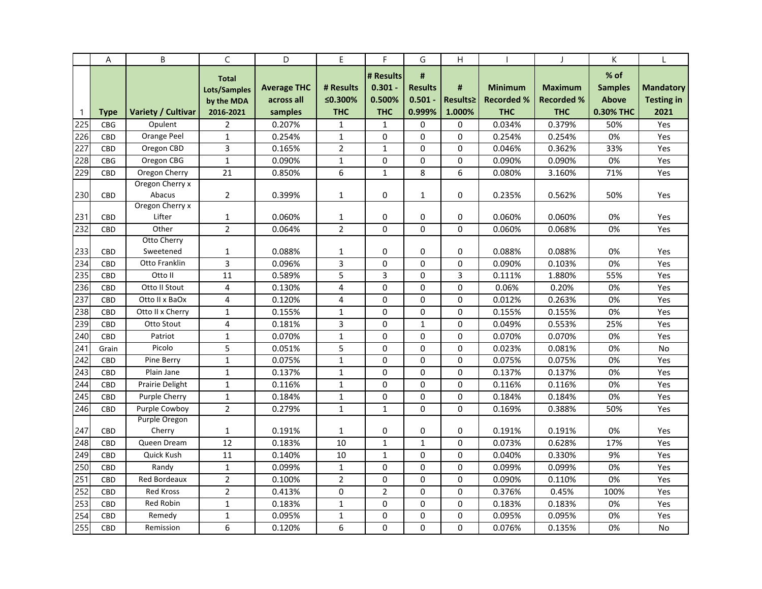| | A | B | C | D | E | F | G | H | I | J | K | L |
|---|---|---|---|---|---|---|---|---|---|---|---|---|
| 1 | **Type** | **Variety / Cultivar** | **Total Lots/Samples by the MDA 2016-2021** | **Average THC across all samples** | **# Results ≤0.300% THC** | **# Results 0.301 - 0.500% THC** | **# Results 0.501 - 0.999%** | **# Results≥ 1.000%** | **Minimum Recorded % THC** | **Maximum Recorded % THC** | **% of Samples Above 0.30% THC** | **Mandatory Testing in 2021** |
| 225 | CBG | Opulent | 2 | 0.207% | 1 | 1 | 0 | 0 | 0.034% | 0.379% | 50% | Yes |
| 226 | CBD | Orange Peel | 1 | 0.254% | 1 | 0 | 0 | 0 | 0.254% | 0.254% | 0% | Yes |
| 227 | CBD | Oregon CBD | 3 | 0.165% | 2 | 1 | 0 | 0 | 0.046% | 0.362% | 33% | Yes |
| 228 | CBG | Oregon CBG | 1 | 0.090% | 1 | 0 | 0 | 0 | 0.090% | 0.090% | 0% | Yes |
| 229 | CBD | Oregon Cherry | 21 | 0.850% | 6 | 1 | 8 | 6 | 0.080% | 3.160% | 71% | Yes |
| 230 | CBD | Oregon Cherry x Abacus | 2 | 0.399% | 1 | 0 | 1 | 0 | 0.235% | 0.562% | 50% | Yes |
| 231 | CBD | Oregon Cherry x Lifter | 1 | 0.060% | 1 | 0 | 0 | 0 | 0.060% | 0.060% | 0% | Yes |
| 232 | CBD | Other | 2 | 0.064% | 2 | 0 | 0 | 0 | 0.060% | 0.068% | 0% | Yes |
| 233 | CBD | Otto Cherry Sweetened | 1 | 0.088% | 1 | 0 | 0 | 0 | 0.088% | 0.088% | 0% | Yes |
| 234 | CBD | Otto Franklin | 3 | 0.096% | 3 | 0 | 0 | 0 | 0.090% | 0.103% | 0% | Yes |
| 235 | CBD | Otto II | 11 | 0.589% | 5 | 3 | 0 | 3 | 0.111% | 1.880% | 55% | Yes |
| 236 | CBD | Otto II Stout | 4 | 0.130% | 4 | 0 | 0 | 0 | 0.06% | 0.20% | 0% | Yes |
| 237 | CBD | Otto II x BaOx | 4 | 0.120% | 4 | 0 | 0 | 0 | 0.012% | 0.263% | 0% | Yes |
| 238 | CBD | Otto II x Cherry | 1 | 0.155% | 1 | 0 | 0 | 0 | 0.155% | 0.155% | 0% | Yes |
| 239 | CBD | Otto Stout | 4 | 0.181% | 3 | 0 | 1 | 0 | 0.049% | 0.553% | 25% | Yes |
| 240 | CBD | Patriot | 1 | 0.070% | 1 | 0 | 0 | 0 | 0.070% | 0.070% | 0% | Yes |
| 241 | Grain | Picolo | 5 | 0.051% | 5 | 0 | 0 | 0 | 0.023% | 0.081% | 0% | No |
| 242 | CBD | Pine Berry | 1 | 0.075% | 1 | 0 | 0 | 0 | 0.075% | 0.075% | 0% | Yes |
| 243 | CBD | Plain Jane | 1 | 0.137% | 1 | 0 | 0 | 0 | 0.137% | 0.137% | 0% | Yes |
| 244 | CBD | Prairie Delight | 1 | 0.116% | 1 | 0 | 0 | 0 | 0.116% | 0.116% | 0% | Yes |
| 245 | CBD | Purple Cherry | 1 | 0.184% | 1 | 0 | 0 | 0 | 0.184% | 0.184% | 0% | Yes |
| 246 | CBD | Purple Cowboy | 2 | 0.279% | 1 | 1 | 0 | 0 | 0.169% | 0.388% | 50% | Yes |
| 247 | CBD | Purple Oregon Cherry | 1 | 0.191% | 1 | 0 | 0 | 0 | 0.191% | 0.191% | 0% | Yes |
| 248 | CBD | Queen Dream | 12 | 0.183% | 10 | 1 | 1 | 0 | 0.073% | 0.628% | 17% | Yes |
| 249 | CBD | Quick Kush | 11 | 0.140% | 10 | 1 | 0 | 0 | 0.040% | 0.330% | 9% | Yes |
| 250 | CBD | Randy | 1 | 0.099% | 1 | 0 | 0 | 0 | 0.099% | 0.099% | 0% | Yes |
| 251 | CBD | Red Bordeaux | 2 | 0.100% | 2 | 0 | 0 | 0 | 0.090% | 0.110% | 0% | Yes |
| 252 | CBD | Red Kross | 2 | 0.413% | 0 | 2 | 0 | 0 | 0.376% | 0.45% | 100% | Yes |
| 253 | CBD | Red Robin | 1 | 0.183% | 1 | 0 | 0 | 0 | 0.183% | 0.183% | 0% | Yes |
| 254 | CBD | Remedy | 1 | 0.095% | 1 | 0 | 0 | 0 | 0.095% | 0.095% | 0% | Yes |
| 255 | CBD | Remission | 6 | 0.120% | 6 | 0 | 0 | 0 | 0.076% | 0.135% | 0% | No |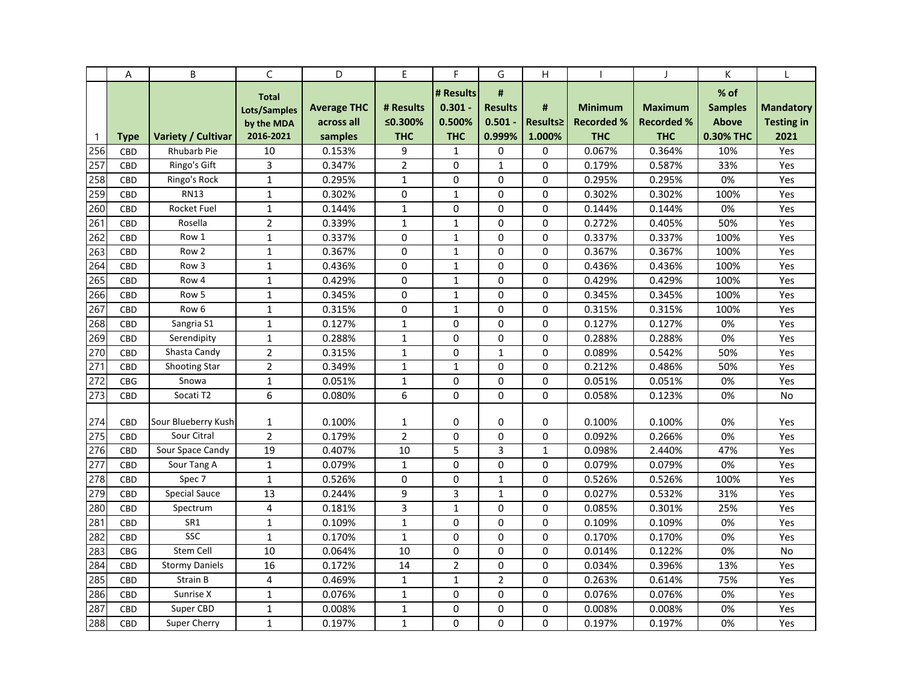| | A | B | C | D | E | F | G | H | I | J | K | L |
|---|---|---|---|---|---|---|---|---|---|---|---|---|
| 1 | Type | Variety / Cultivar | Total Lots/Samples by the MDA 2016-2021 | Average THC across all samples | # Results ≤0.300% THC | # Results 0.301 - 0.500% THC | # Results 0.501 - 0.999% | # Results≥ 1.000% | Minimum Recorded % THC | Maximum Recorded % THC | % of Samples Above 0.30% THC | Mandatory Testing in 2021 |
| 256 | CBD | Rhubarb Pie | 10 | 0.153% | 9 | 1 | 0 | 0 | 0.067% | 0.364% | 10% | Yes |
| 257 | CBD | Ringo's Gift | 3 | 0.347% | 2 | 0 | 1 | 0 | 0.179% | 0.587% | 33% | Yes |
| 258 | CBD | Ringo's Rock | 1 | 0.295% | 1 | 0 | 0 | 0 | 0.295% | 0.295% | 0% | Yes |
| 259 | CBD | RN13 | 1 | 0.302% | 0 | 1 | 0 | 0 | 0.302% | 0.302% | 100% | Yes |
| 260 | CBD | Rocket Fuel | 1 | 0.144% | 1 | 0 | 0 | 0 | 0.144% | 0.144% | 0% | Yes |
| 261 | CBD | Rosella | 2 | 0.339% | 1 | 1 | 0 | 0 | 0.272% | 0.405% | 50% | Yes |
| 262 | CBD | Row 1 | 1 | 0.337% | 0 | 1 | 0 | 0 | 0.337% | 0.337% | 100% | Yes |
| 263 | CBD | Row 2 | 1 | 0.367% | 0 | 1 | 0 | 0 | 0.367% | 0.367% | 100% | Yes |
| 264 | CBD | Row 3 | 1 | 0.436% | 0 | 1 | 0 | 0 | 0.436% | 0.436% | 100% | Yes |
| 265 | CBD | Row 4 | 1 | 0.429% | 0 | 1 | 0 | 0 | 0.429% | 0.429% | 100% | Yes |
| 266 | CBD | Row 5 | 1 | 0.345% | 0 | 1 | 0 | 0 | 0.345% | 0.345% | 100% | Yes |
| 267 | CBD | Row 6 | 1 | 0.315% | 0 | 1 | 0 | 0 | 0.315% | 0.315% | 100% | Yes |
| 268 | CBD | Sangria S1 | 1 | 0.127% | 1 | 0 | 0 | 0 | 0.127% | 0.127% | 0% | Yes |
| 269 | CBD | Serendipity | 1 | 0.288% | 1 | 0 | 0 | 0 | 0.288% | 0.288% | 0% | Yes |
| 270 | CBD | Shasta Candy | 2 | 0.315% | 1 | 0 | 1 | 0 | 0.089% | 0.542% | 50% | Yes |
| 271 | CBD | Shooting Star | 2 | 0.349% | 1 | 1 | 0 | 0 | 0.212% | 0.486% | 50% | Yes |
| 272 | CBG | Snowa | 1 | 0.051% | 1 | 0 | 0 | 0 | 0.051% | 0.051% | 0% | Yes |
| 273 | CBD | Socati T2 | 6 | 0.080% | 6 | 0 | 0 | 0 | 0.058% | 0.123% | 0% | No |
| 274 | CBD | Sour Blueberry Kush | 1 | 0.100% | 1 | 0 | 0 | 0 | 0.100% | 0.100% | 0% | Yes |
| 275 | CBD | Sour Citral | 2 | 0.179% | 2 | 0 | 0 | 0 | 0.092% | 0.266% | 0% | Yes |
| 276 | CBD | Sour Space Candy | 19 | 0.407% | 10 | 5 | 3 | 1 | 0.098% | 2.440% | 47% | Yes |
| 277 | CBD | Sour Tang A | 1 | 0.079% | 1 | 0 | 0 | 0 | 0.079% | 0.079% | 0% | Yes |
| 278 | CBD | Spec 7 | 1 | 0.526% | 0 | 0 | 1 | 0 | 0.526% | 0.526% | 100% | Yes |
| 279 | CBD | Special Sauce | 13 | 0.244% | 9 | 3 | 1 | 0 | 0.027% | 0.532% | 31% | Yes |
| 280 | CBD | Spectrum | 4 | 0.181% | 3 | 1 | 0 | 0 | 0.085% | 0.301% | 25% | Yes |
| 281 | CBD | SR1 | 1 | 0.109% | 1 | 0 | 0 | 0 | 0.109% | 0.109% | 0% | Yes |
| 282 | CBD | SSC | 1 | 0.170% | 1 | 0 | 0 | 0 | 0.170% | 0.170% | 0% | Yes |
| 283 | CBG | Stem Cell | 10 | 0.064% | 10 | 0 | 0 | 0 | 0.014% | 0.122% | 0% | No |
| 284 | CBD | Stormy Daniels | 16 | 0.172% | 14 | 2 | 0 | 0 | 0.034% | 0.396% | 13% | Yes |
| 285 | CBD | Strain B | 4 | 0.469% | 1 | 1 | 2 | 0 | 0.263% | 0.614% | 75% | Yes |
| 286 | CBD | Sunrise X | 1 | 0.076% | 1 | 0 | 0 | 0 | 0.076% | 0.076% | 0% | Yes |
| 287 | CBD | Super CBD | 1 | 0.008% | 1 | 0 | 0 | 0 | 0.008% | 0.008% | 0% | Yes |
| 288 | CBD | Super Cherry | 1 | 0.197% | 1 | 0 | 0 | 0 | 0.197% | 0.197% | 0% | Yes |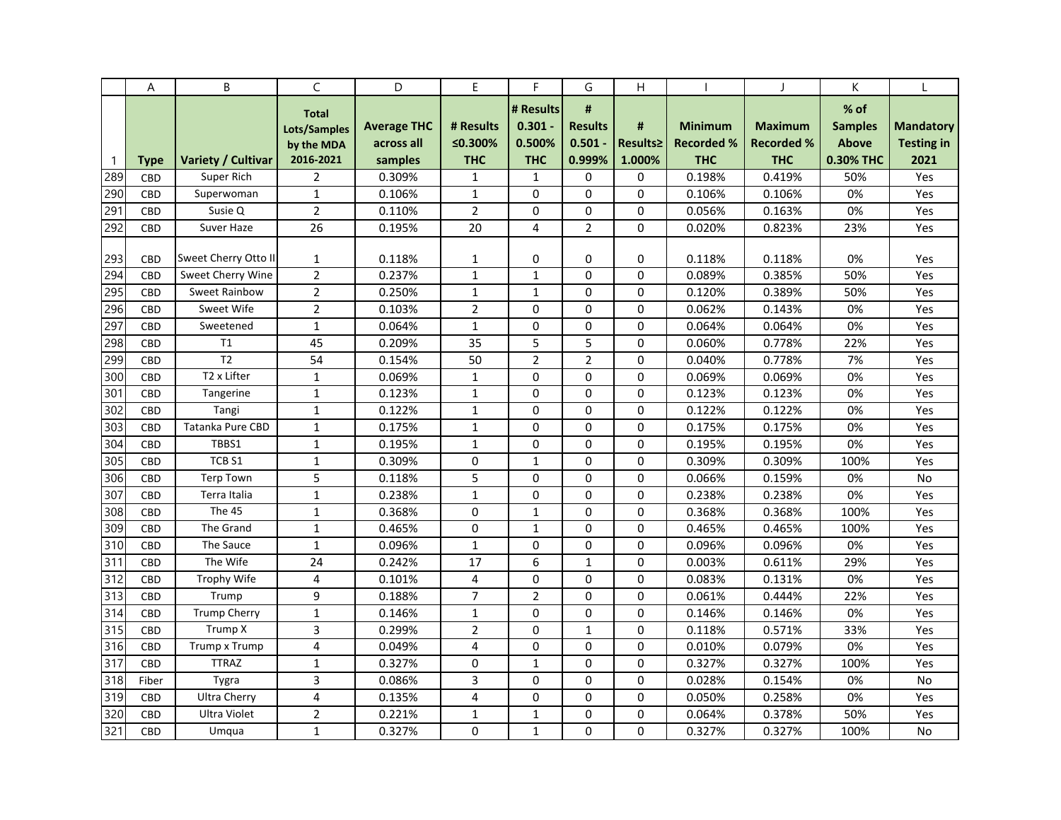| | A | B | C | D | E | F | G | H | I | J | K | L |
|---|---|---|---|---|---|---|---|---|---|---|---|---|
| 1 | **Type** | **Variety / Cultivar** | **Total Lots/Samples by the MDA 2016-2021** | **Average THC across all samples** | **# Results ≤0.300% THC** | **# Results 0.301 - 0.500% THC** | **# Results 0.501 - 0.999%** | **# Results≥ 1.000%** | **Minimum Recorded % THC** | **Maximum Recorded % THC** | **% of Samples Above 0.30% THC** | **Mandatory Testing in 2021** |
| 289 | CBD | Super Rich | 2 | 0.309% | 1 | 1 | 0 | 0 | 0.198% | 0.419% | 50% | Yes |
| 290 | CBD | Superwoman | 1 | 0.106% | 1 | 0 | 0 | 0 | 0.106% | 0.106% | 0% | Yes |
| 291 | CBD | Susie Q | 2 | 0.110% | 2 | 0 | 0 | 0 | 0.056% | 0.163% | 0% | Yes |
| 292 | CBD | Suver Haze | 26 | 0.195% | 20 | 4 | 2 | 0 | 0.020% | 0.823% | 23% | Yes |
| 293 | CBD | Sweet Cherry Otto II | 1 | 0.118% | 1 | 0 | 0 | 0 | 0.118% | 0.118% | 0% | Yes |
| 294 | CBD | Sweet Cherry Wine | 2 | 0.237% | 1 | 1 | 0 | 0 | 0.089% | 0.385% | 50% | Yes |
| 295 | CBD | Sweet Rainbow | 2 | 0.250% | 1 | 1 | 0 | 0 | 0.120% | 0.389% | 50% | Yes |
| 296 | CBD | Sweet Wife | 2 | 0.103% | 2 | 0 | 0 | 0 | 0.062% | 0.143% | 0% | Yes |
| 297 | CBD | Sweetened | 1 | 0.064% | 1 | 0 | 0 | 0 | 0.064% | 0.064% | 0% | Yes |
| 298 | CBD | T1 | 45 | 0.209% | 35 | 5 | 5 | 0 | 0.060% | 0.778% | 22% | Yes |
| 299 | CBD | T2 | 54 | 0.154% | 50 | 2 | 2 | 0 | 0.040% | 0.778% | 7% | Yes |
| 300 | CBD | T2 x Lifter | 1 | 0.069% | 1 | 0 | 0 | 0 | 0.069% | 0.069% | 0% | Yes |
| 301 | CBD | Tangerine | 1 | 0.123% | 1 | 0 | 0 | 0 | 0.123% | 0.123% | 0% | Yes |
| 302 | CBD | Tangi | 1 | 0.122% | 1 | 0 | 0 | 0 | 0.122% | 0.122% | 0% | Yes |
| 303 | CBD | Tatanka Pure CBD | 1 | 0.175% | 1 | 0 | 0 | 0 | 0.175% | 0.175% | 0% | Yes |
| 304 | CBD | TBBS1 | 1 | 0.195% | 1 | 0 | 0 | 0 | 0.195% | 0.195% | 0% | Yes |
| 305 | CBD | TCB S1 | 1 | 0.309% | 0 | 1 | 0 | 0 | 0.309% | 0.309% | 100% | Yes |
| 306 | CBD | Terp Town | 5 | 0.118% | 5 | 0 | 0 | 0 | 0.066% | 0.159% | 0% | No |
| 307 | CBD | Terra Italia | 1 | 0.238% | 1 | 0 | 0 | 0 | 0.238% | 0.238% | 0% | Yes |
| 308 | CBD | The 45 | 1 | 0.368% | 0 | 1 | 0 | 0 | 0.368% | 0.368% | 100% | Yes |
| 309 | CBD | The Grand | 1 | 0.465% | 0 | 1 | 0 | 0 | 0.465% | 0.465% | 100% | Yes |
| 310 | CBD | The Sauce | 1 | 0.096% | 1 | 0 | 0 | 0 | 0.096% | 0.096% | 0% | Yes |
| 311 | CBD | The Wife | 24 | 0.242% | 17 | 6 | 1 | 0 | 0.003% | 0.611% | 29% | Yes |
| 312 | CBD | Trophy Wife | 4 | 0.101% | 4 | 0 | 0 | 0 | 0.083% | 0.131% | 0% | Yes |
| 313 | CBD | Trump | 9 | 0.188% | 7 | 2 | 0 | 0 | 0.061% | 0.444% | 22% | Yes |
| 314 | CBD | Trump Cherry | 1 | 0.146% | 1 | 0 | 0 | 0 | 0.146% | 0.146% | 0% | Yes |
| 315 | CBD | Trump X | 3 | 0.299% | 2 | 0 | 1 | 0 | 0.118% | 0.571% | 33% | Yes |
| 316 | CBD | Trump x Trump | 4 | 0.049% | 4 | 0 | 0 | 0 | 0.010% | 0.079% | 0% | Yes |
| 317 | CBD | TTRAZ | 1 | 0.327% | 0 | 1 | 0 | 0 | 0.327% | 0.327% | 100% | Yes |
| 318 | Fiber | Tygra | 3 | 0.086% | 3 | 0 | 0 | 0 | 0.028% | 0.154% | 0% | No |
| 319 | CBD | Ultra Cherry | 4 | 0.135% | 4 | 0 | 0 | 0 | 0.050% | 0.258% | 0% | Yes |
| 320 | CBD | Ultra Violet | 2 | 0.221% | 1 | 1 | 0 | 0 | 0.064% | 0.378% | 50% | Yes |
| 321 | CBD | Umqua | 1 | 0.327% | 0 | 1 | 0 | 0 | 0.327% | 0.327% | 100% | No |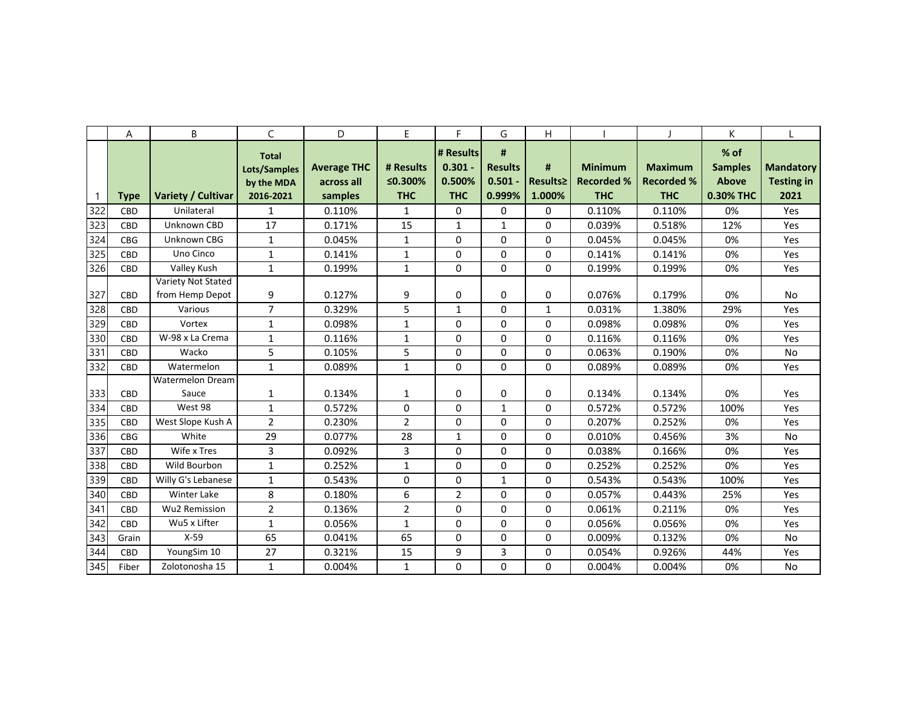| | A | B | C | D | E | F | G | H | I | J | K | L |
|---|---|---|---|---|---|---|---|---|---|---|---|---|
| 1 | Type | Variety / Cultivar | Total Lots/Samples by the MDA 2016-2021 | Average THC across all samples | # Results ≤0.300% THC | # Results 0.301 - 0.500% THC | # Results 0.501 - 0.999% | # Results≥ 1.000% | Minimum Recorded % THC | Maximum Recorded % THC | % of Samples Above 0.30% THC | Mandatory Testing in 2021 |
| 322 | CBD | Unilateral | 1 | 0.110% | 1 | 0 | 0 | 0 | 0.110% | 0.110% | 0% | Yes |
| 323 | CBD | Unknown CBD | 17 | 0.171% | 15 | 1 | 1 | 0 | 0.039% | 0.518% | 12% | Yes |
| 324 | CBG | Unknown CBG | 1 | 0.045% | 1 | 0 | 0 | 0 | 0.045% | 0.045% | 0% | Yes |
| 325 | CBD | Uno Cinco | 1 | 0.141% | 1 | 0 | 0 | 0 | 0.141% | 0.141% | 0% | Yes |
| 326 | CBD | Valley Kush | 1 | 0.199% | 1 | 0 | 0 | 0 | 0.199% | 0.199% | 0% | Yes |
| 327 | CBD | Variety Not Stated from Hemp Depot | 9 | 0.127% | 9 | 0 | 0 | 0 | 0.076% | 0.179% | 0% | No |
| 328 | CBD | Various | 7 | 0.329% | 5 | 1 | 0 | 1 | 0.031% | 1.380% | 29% | Yes |
| 329 | CBD | Vortex | 1 | 0.098% | 1 | 0 | 0 | 0 | 0.098% | 0.098% | 0% | Yes |
| 330 | CBD | W-98 x La Crema | 1 | 0.116% | 1 | 0 | 0 | 0 | 0.116% | 0.116% | 0% | Yes |
| 331 | CBD | Wacko | 5 | 0.105% | 5 | 0 | 0 | 0 | 0.063% | 0.190% | 0% | No |
| 332 | CBD | Watermelon | 1 | 0.089% | 1 | 0 | 0 | 0 | 0.089% | 0.089% | 0% | Yes |
| 333 | CBD | Watermelon Dream Sauce | 1 | 0.134% | 1 | 0 | 0 | 0 | 0.134% | 0.134% | 0% | Yes |
| 334 | CBD | West 98 | 1 | 0.572% | 0 | 0 | 1 | 0 | 0.572% | 0.572% | 100% | Yes |
| 335 | CBD | West Slope Kush A | 2 | 0.230% | 2 | 0 | 0 | 0 | 0.207% | 0.252% | 0% | Yes |
| 336 | CBG | White | 29 | 0.077% | 28 | 1 | 0 | 0 | 0.010% | 0.456% | 3% | No |
| 337 | CBD | Wife x Tres | 3 | 0.092% | 3 | 0 | 0 | 0 | 0.038% | 0.166% | 0% | Yes |
| 338 | CBD | Wild Bourbon | 1 | 0.252% | 1 | 0 | 0 | 0 | 0.252% | 0.252% | 0% | Yes |
| 339 | CBD | Willy G's Lebanese | 1 | 0.543% | 0 | 0 | 1 | 0 | 0.543% | 0.543% | 100% | Yes |
| 340 | CBD | Winter Lake | 8 | 0.180% | 6 | 2 | 0 | 0 | 0.057% | 0.443% | 25% | Yes |
| 341 | CBD | Wu2 Remission | 2 | 0.136% | 2 | 0 | 0 | 0 | 0.061% | 0.211% | 0% | Yes |
| 342 | CBD | Wu5 x Lifter | 1 | 0.056% | 1 | 0 | 0 | 0 | 0.056% | 0.056% | 0% | Yes |
| 343 | Grain | X-59 | 65 | 0.041% | 65 | 0 | 0 | 0 | 0.009% | 0.132% | 0% | No |
| 344 | CBD | YoungSim 10 | 27 | 0.321% | 15 | 9 | 3 | 0 | 0.054% | 0.926% | 44% | Yes |
| 345 | Fiber | Zolotonosha 15 | 1 | 0.004% | 1 | 0 | 0 | 0 | 0.004% | 0.004% | 0% | No |